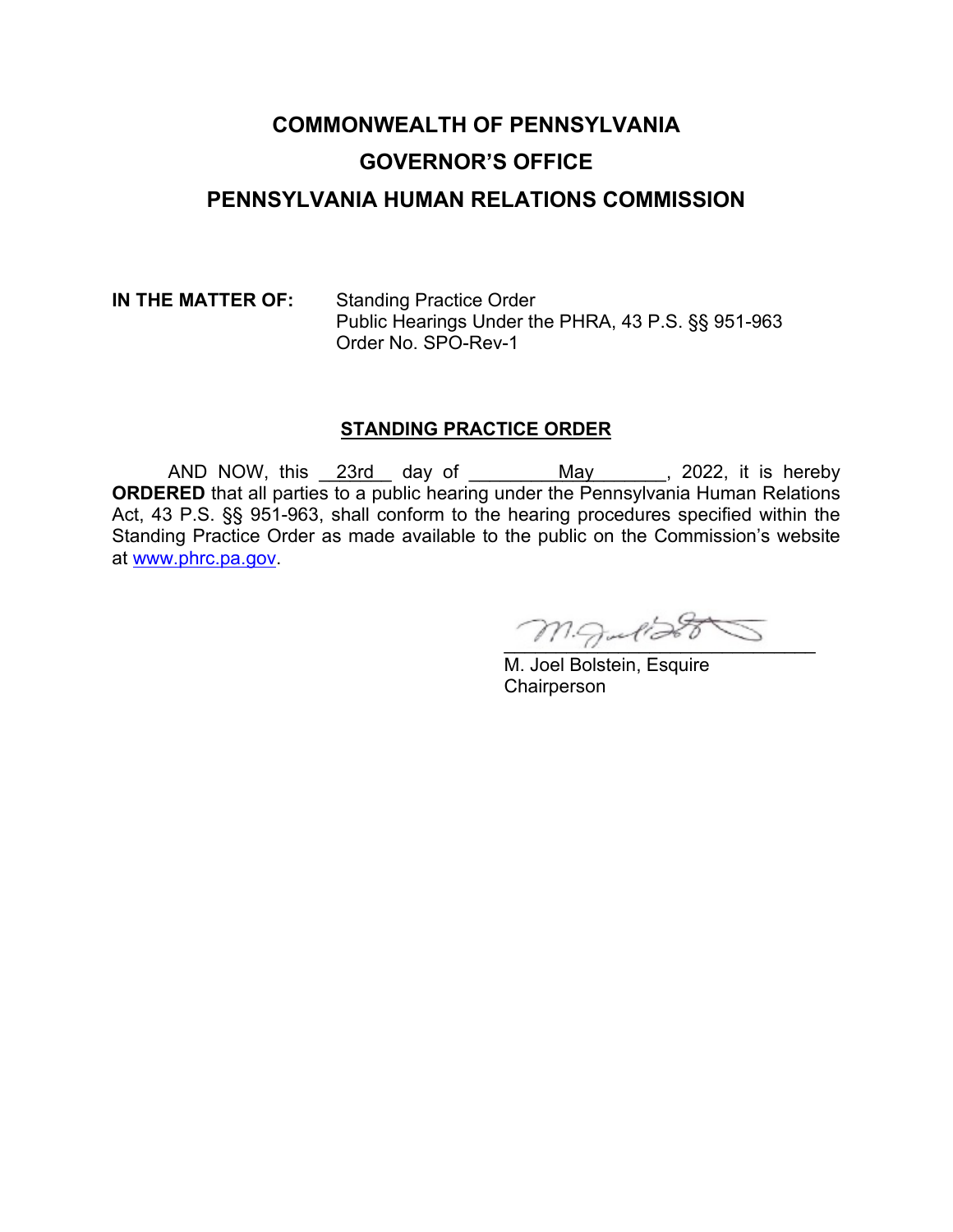# COMMONWEALTH OF PENNSYLVANIA

# GOVERNOR'S OFFICE

# PENNSYLVANIA HUMAN RELATIONS COMMISSION

**IN THE MATTER OF:** Standing Practice Order
Public Hearings Under the PHRA, 43 P.S. §§ 951-963
Order No. SPO-Rev-1

## STANDING PRACTICE ORDER

AND NOW, this 23rd day of May, 2022, it is hereby **ORDERED** that all parties to a public hearing under the Pennsylvania Human Relations Act, 43 P.S. §§ 951-963, shall conform to the hearing procedures specified within the Standing Practice Order as made available to the public on the Commission's website at www.phrc.pa.gov.

M. Joel Bolstein, Esquire
Chairperson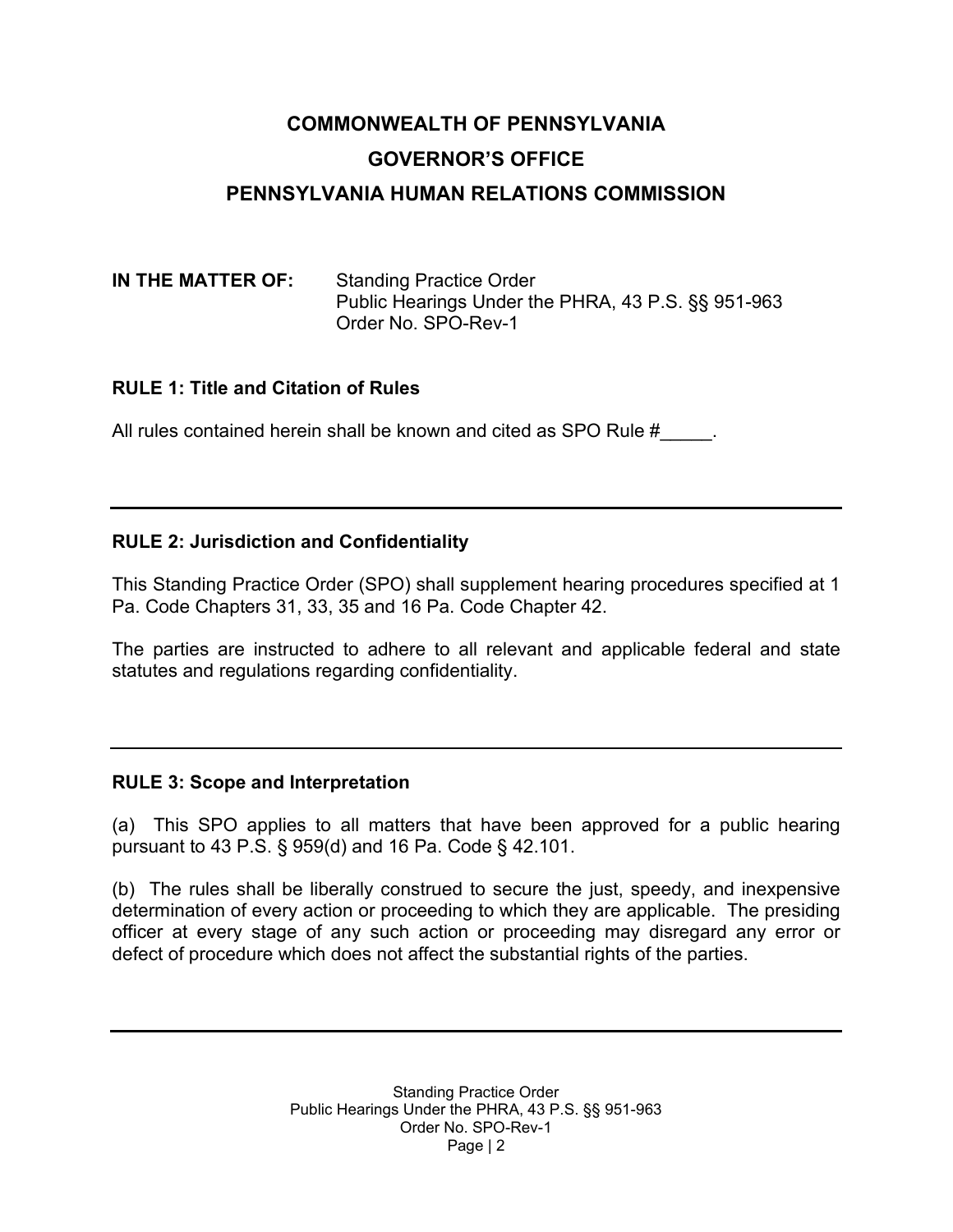**COMMONWEALTH OF PENNSYLVANIA**

**GOVERNOR'S OFFICE**

**PENNSYLVANIA HUMAN RELATIONS COMMISSION**

**IN THE MATTER OF:** Standing Practice Order
Public Hearings Under the PHRA, 43 P.S. §§ 951-963
Order No. SPO-Rev-1

**RULE 1: Title and Citation of Rules**

All rules contained herein shall be known and cited as SPO Rule #_____.

---

**RULE 2: Jurisdiction and Confidentiality**

This Standing Practice Order (SPO) shall supplement hearing procedures specified at 1 Pa. Code Chapters 31, 33, 35 and 16 Pa. Code Chapter 42.

The parties are instructed to adhere to all relevant and applicable federal and state statutes and regulations regarding confidentiality.

---

**RULE 3: Scope and Interpretation**

(a) This SPO applies to all matters that have been approved for a public hearing pursuant to 43 P.S. § 959(d) and 16 Pa. Code § 42.101.

(b) The rules shall be liberally construed to secure the just, speedy, and inexpensive determination of every action or proceeding to which they are applicable. The presiding officer at every stage of any such action or proceeding may disregard any error or defect of procedure which does not affect the substantial rights of the parties.

---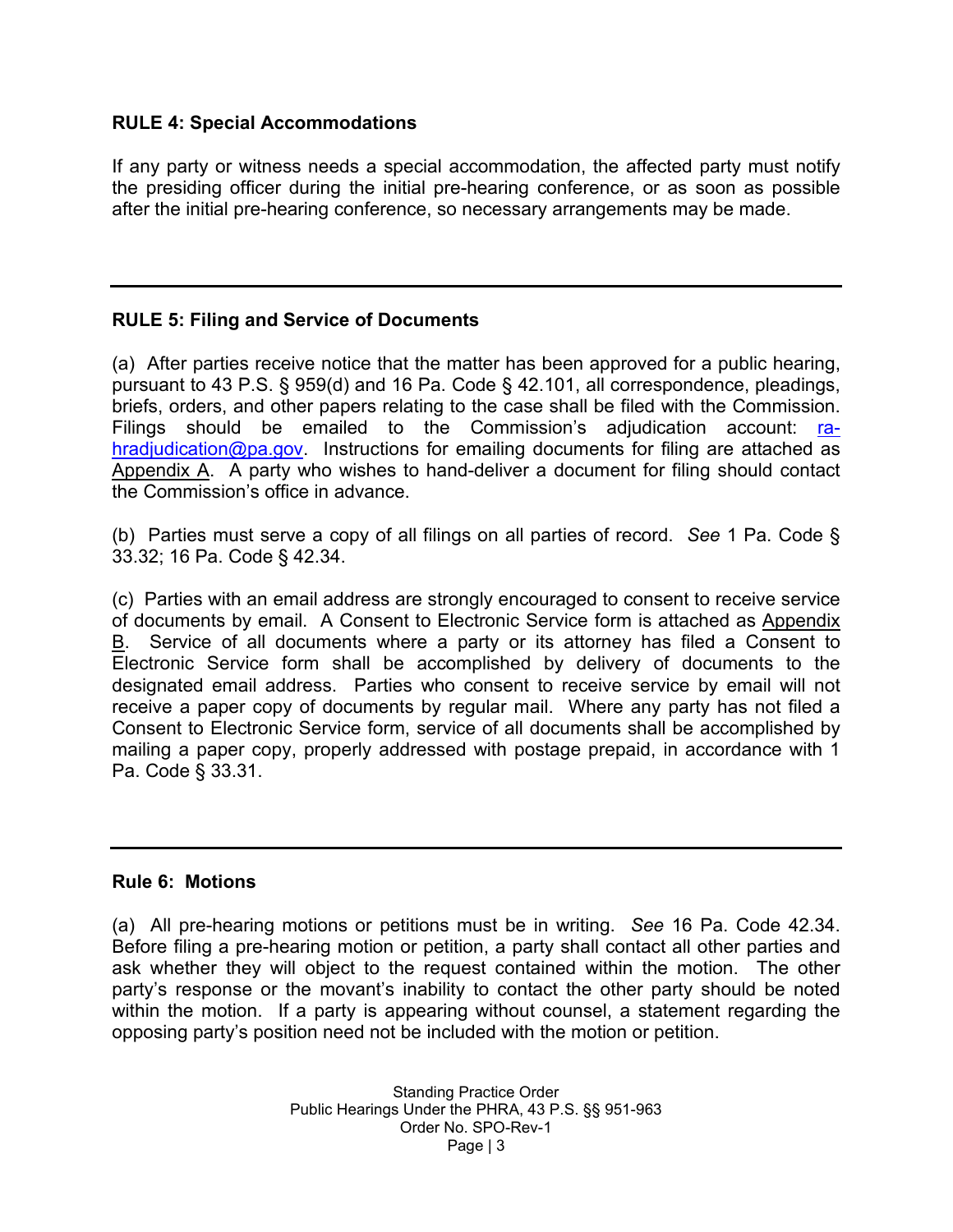### RULE 4: Special Accommodations

If any party or witness needs a special accommodation, the affected party must notify the presiding officer during the initial pre-hearing conference, or as soon as possible after the initial pre-hearing conference, so necessary arrangements may be made.

---

### RULE 5: Filing and Service of Documents

(a) After parties receive notice that the matter has been approved for a public hearing, pursuant to 43 P.S. § 959(d) and 16 Pa. Code § 42.101, all correspondence, pleadings, briefs, orders, and other papers relating to the case shall be filed with the Commission. Filings should be emailed to the Commission's adjudication account: ra-hradjudication@pa.gov. Instructions for emailing documents for filing are attached as Appendix A. A party who wishes to hand-deliver a document for filing should contact the Commission's office in advance.

(b) Parties must serve a copy of all filings on all parties of record. *See* 1 Pa. Code § 33.32; 16 Pa. Code § 42.34.

(c) Parties with an email address are strongly encouraged to consent to receive service of documents by email. A Consent to Electronic Service form is attached as Appendix B. Service of all documents where a party or its attorney has filed a Consent to Electronic Service form shall be accomplished by delivery of documents to the designated email address. Parties who consent to receive service by email will not receive a paper copy of documents by regular mail. Where any party has not filed a Consent to Electronic Service form, service of all documents shall be accomplished by mailing a paper copy, properly addressed with postage prepaid, in accordance with 1 Pa. Code § 33.31.

---

### Rule 6: Motions

(a) All pre-hearing motions or petitions must be in writing. *See* 16 Pa. Code 42.34. Before filing a pre-hearing motion or petition, a party shall contact all other parties and ask whether they will object to the request contained within the motion. The other party's response or the movant's inability to contact the other party should be noted within the motion. If a party is appearing without counsel, a statement regarding the opposing party's position need not be included with the motion or petition.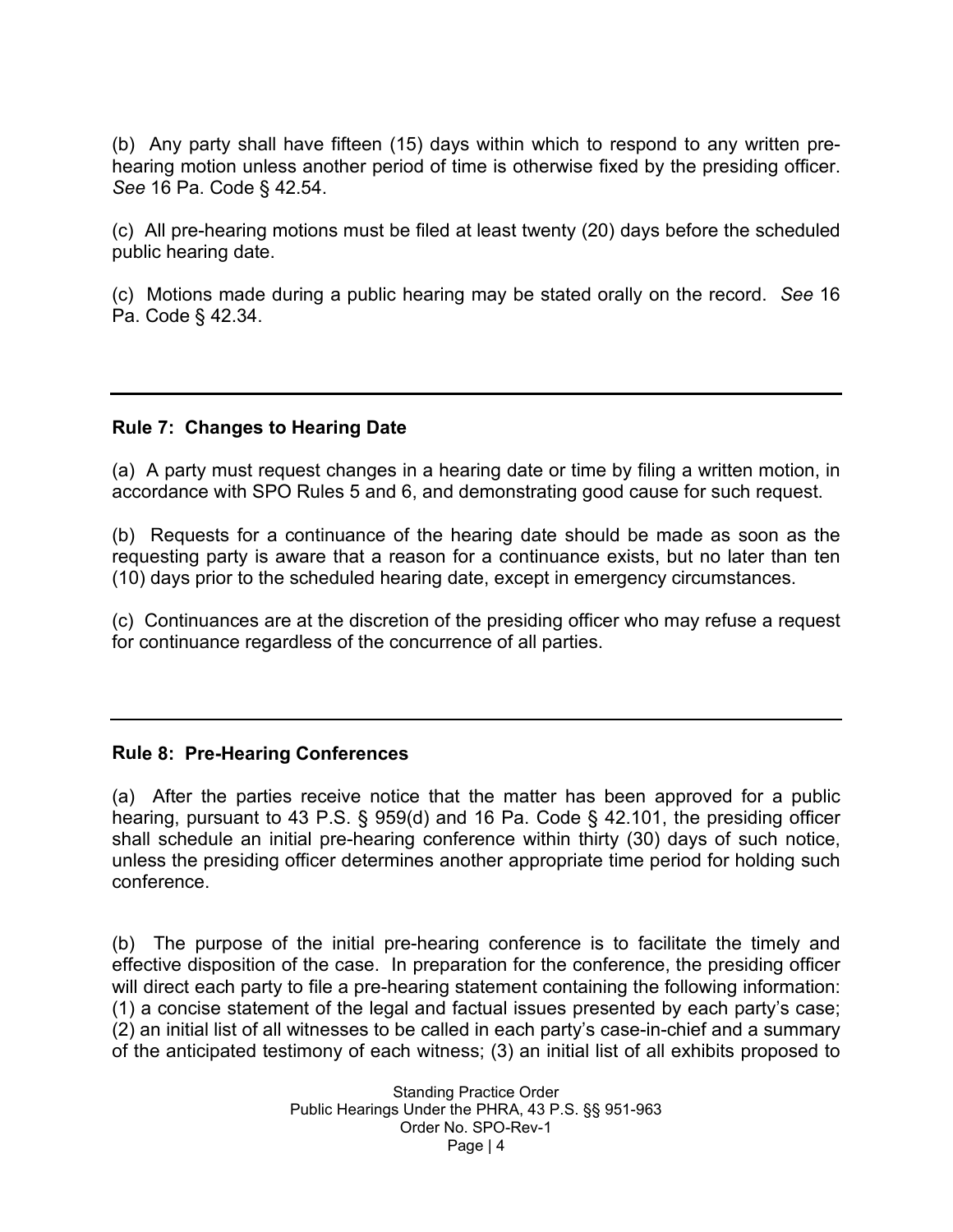(b) Any party shall have fifteen (15) days within which to respond to any written pre-hearing motion unless another period of time is otherwise fixed by the presiding officer. *See* 16 Pa. Code § 42.54.

(c) All pre-hearing motions must be filed at least twenty (20) days before the scheduled public hearing date.

(c) Motions made during a public hearing may be stated orally on the record. *See* 16 Pa. Code § 42.34.

---

**Rule 7: Changes to Hearing Date**

(a) A party must request changes in a hearing date or time by filing a written motion, in accordance with SPO Rules 5 and 6, and demonstrating good cause for such request.

(b) Requests for a continuance of the hearing date should be made as soon as the requesting party is aware that a reason for a continuance exists, but no later than ten (10) days prior to the scheduled hearing date, except in emergency circumstances.

(c) Continuances are at the discretion of the presiding officer who may refuse a request for continuance regardless of the concurrence of all parties.

---

**Rule 8: Pre-Hearing Conferences**

(a) After the parties receive notice that the matter has been approved for a public hearing, pursuant to 43 P.S. § 959(d) and 16 Pa. Code § 42.101, the presiding officer shall schedule an initial pre-hearing conference within thirty (30) days of such notice, unless the presiding officer determines another appropriate time period for holding such conference.

(b) The purpose of the initial pre-hearing conference is to facilitate the timely and effective disposition of the case. In preparation for the conference, the presiding officer will direct each party to file a pre-hearing statement containing the following information: (1) a concise statement of the legal and factual issues presented by each party's case; (2) an initial list of all witnesses to be called in each party's case-in-chief and a summary of the anticipated testimony of each witness; (3) an initial list of all exhibits proposed to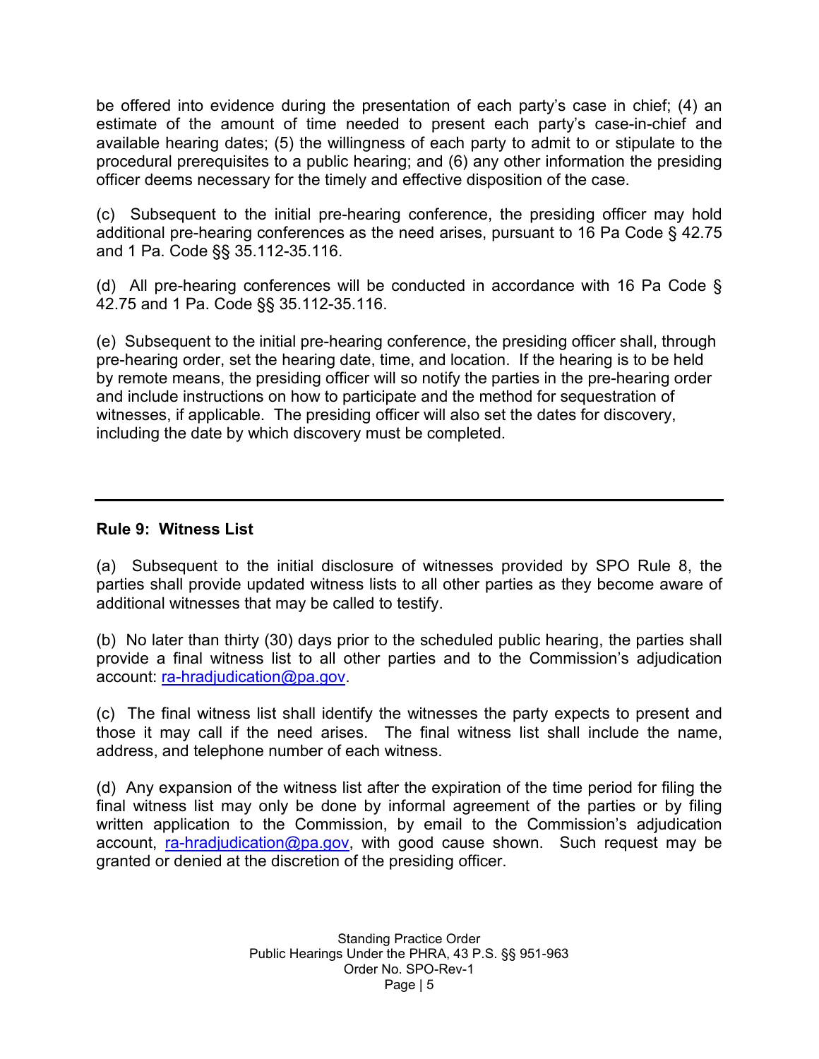be offered into evidence during the presentation of each party's case in chief; (4) an estimate of the amount of time needed to present each party's case-in-chief and available hearing dates; (5) the willingness of each party to admit to or stipulate to the procedural prerequisites to a public hearing; and (6) any other information the presiding officer deems necessary for the timely and effective disposition of the case.

(c) Subsequent to the initial pre-hearing conference, the presiding officer may hold additional pre-hearing conferences as the need arises, pursuant to 16 Pa Code § 42.75 and 1 Pa. Code §§ 35.112-35.116.

(d) All pre-hearing conferences will be conducted in accordance with 16 Pa Code § 42.75 and 1 Pa. Code §§ 35.112-35.116.

(e) Subsequent to the initial pre-hearing conference, the presiding officer shall, through pre-hearing order, set the hearing date, time, and location. If the hearing is to be held by remote means, the presiding officer will so notify the parties in the pre-hearing order and include instructions on how to participate and the method for sequestration of witnesses, if applicable. The presiding officer will also set the dates for discovery, including the date by which discovery must be completed.

---

**Rule 9: Witness List**

(a) Subsequent to the initial disclosure of witnesses provided by SPO Rule 8, the parties shall provide updated witness lists to all other parties as they become aware of additional witnesses that may be called to testify.

(b) No later than thirty (30) days prior to the scheduled public hearing, the parties shall provide a final witness list to all other parties and to the Commission's adjudication account: ra-hradjudication@pa.gov.

(c) The final witness list shall identify the witnesses the party expects to present and those it may call if the need arises. The final witness list shall include the name, address, and telephone number of each witness.

(d) Any expansion of the witness list after the expiration of the time period for filing the final witness list may only be done by informal agreement of the parties or by filing written application to the Commission, by email to the Commission's adjudication account, ra-hradjudication@pa.gov, with good cause shown. Such request may be granted or denied at the discretion of the presiding officer.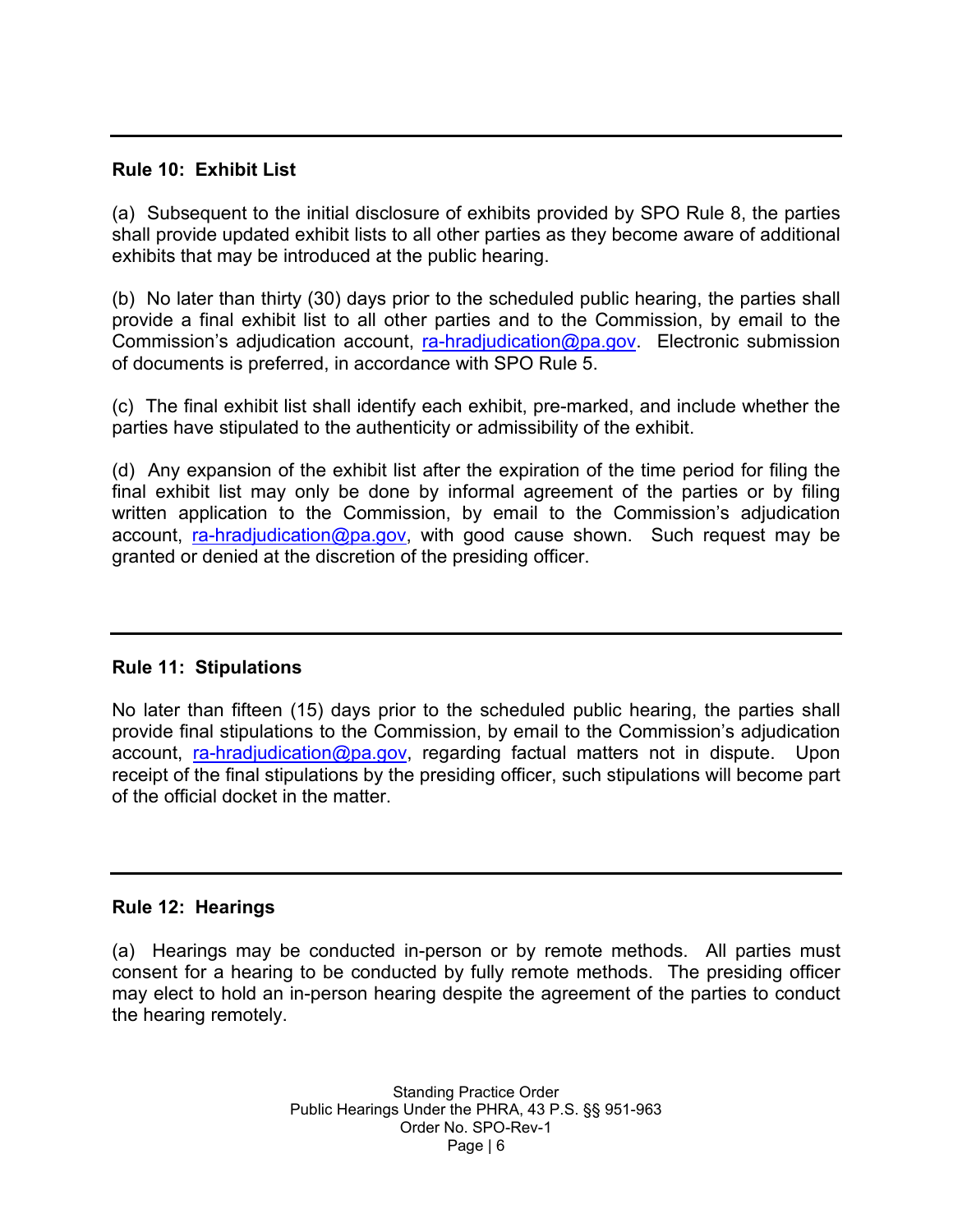### Rule 10: Exhibit List

(a) Subsequent to the initial disclosure of exhibits provided by SPO Rule 8, the parties shall provide updated exhibit lists to all other parties as they become aware of additional exhibits that may be introduced at the public hearing.

(b) No later than thirty (30) days prior to the scheduled public hearing, the parties shall provide a final exhibit list to all other parties and to the Commission, by email to the Commission's adjudication account, ra-hradjudication@pa.gov. Electronic submission of documents is preferred, in accordance with SPO Rule 5.

(c) The final exhibit list shall identify each exhibit, pre-marked, and include whether the parties have stipulated to the authenticity or admissibility of the exhibit.

(d) Any expansion of the exhibit list after the expiration of the time period for filing the final exhibit list may only be done by informal agreement of the parties or by filing written application to the Commission, by email to the Commission's adjudication account, ra-hradjudication@pa.gov, with good cause shown. Such request may be granted or denied at the discretion of the presiding officer.

### Rule 11: Stipulations

No later than fifteen (15) days prior to the scheduled public hearing, the parties shall provide final stipulations to the Commission, by email to the Commission's adjudication account, ra-hradjudication@pa.gov, regarding factual matters not in dispute. Upon receipt of the final stipulations by the presiding officer, such stipulations will become part of the official docket in the matter.

### Rule 12: Hearings

(a) Hearings may be conducted in-person or by remote methods. All parties must consent for a hearing to be conducted by fully remote methods. The presiding officer may elect to hold an in-person hearing despite the agreement of the parties to conduct the hearing remotely.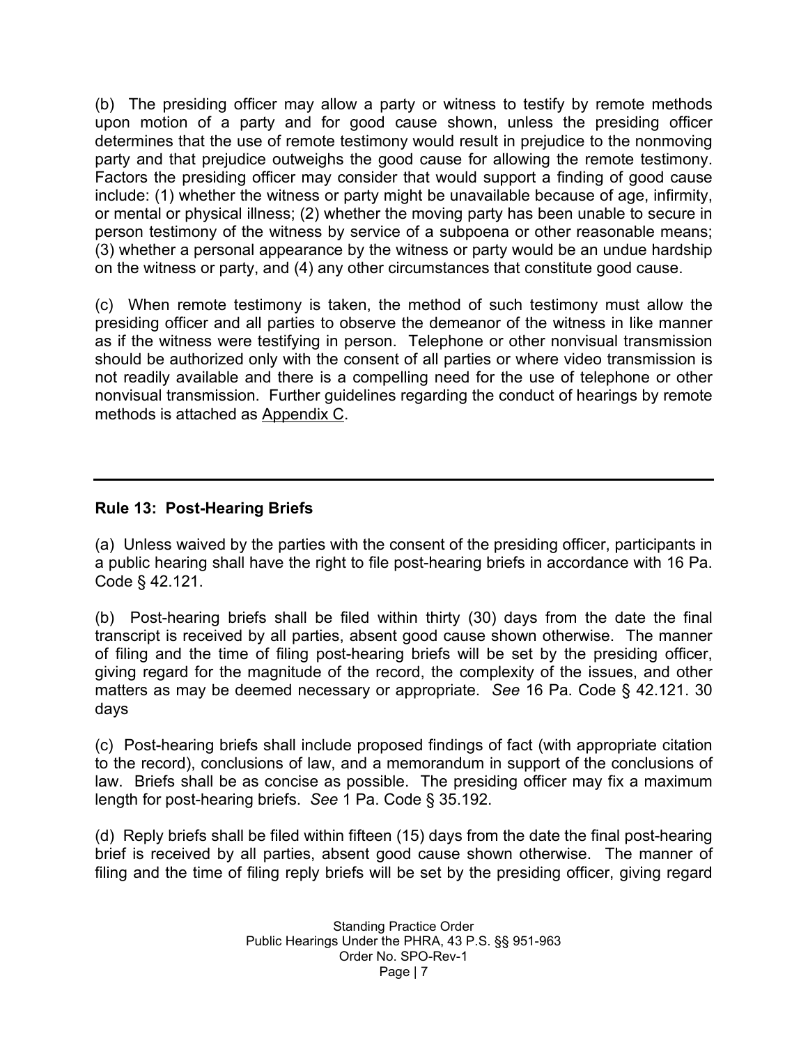(b) The presiding officer may allow a party or witness to testify by remote methods upon motion of a party and for good cause shown, unless the presiding officer determines that the use of remote testimony would result in prejudice to the nonmoving party and that prejudice outweighs the good cause for allowing the remote testimony. Factors the presiding officer may consider that would support a finding of good cause include: (1) whether the witness or party might be unavailable because of age, infirmity, or mental or physical illness; (2) whether the moving party has been unable to secure in person testimony of the witness by service of a subpoena or other reasonable means; (3) whether a personal appearance by the witness or party would be an undue hardship on the witness or party, and (4) any other circumstances that constitute good cause.

(c) When remote testimony is taken, the method of such testimony must allow the presiding officer and all parties to observe the demeanor of the witness in like manner as if the witness were testifying in person. Telephone or other nonvisual transmission should be authorized only with the consent of all parties or where video transmission is not readily available and there is a compelling need for the use of telephone or other nonvisual transmission. Further guidelines regarding the conduct of hearings by remote methods is attached as Appendix C.

---

## Rule 13: Post-Hearing Briefs

(a) Unless waived by the parties with the consent of the presiding officer, participants in a public hearing shall have the right to file post-hearing briefs in accordance with 16 Pa. Code § 42.121.

(b) Post-hearing briefs shall be filed within thirty (30) days from the date the final transcript is received by all parties, absent good cause shown otherwise. The manner of filing and the time of filing post-hearing briefs will be set by the presiding officer, giving regard for the magnitude of the record, the complexity of the issues, and other matters as may be deemed necessary or appropriate. *See* 16 Pa. Code § 42.121. 30 days

(c) Post-hearing briefs shall include proposed findings of fact (with appropriate citation to the record), conclusions of law, and a memorandum in support of the conclusions of law. Briefs shall be as concise as possible. The presiding officer may fix a maximum length for post-hearing briefs. *See* 1 Pa. Code § 35.192.

(d) Reply briefs shall be filed within fifteen (15) days from the date the final post-hearing brief is received by all parties, absent good cause shown otherwise. The manner of filing and the time of filing reply briefs will be set by the presiding officer, giving regard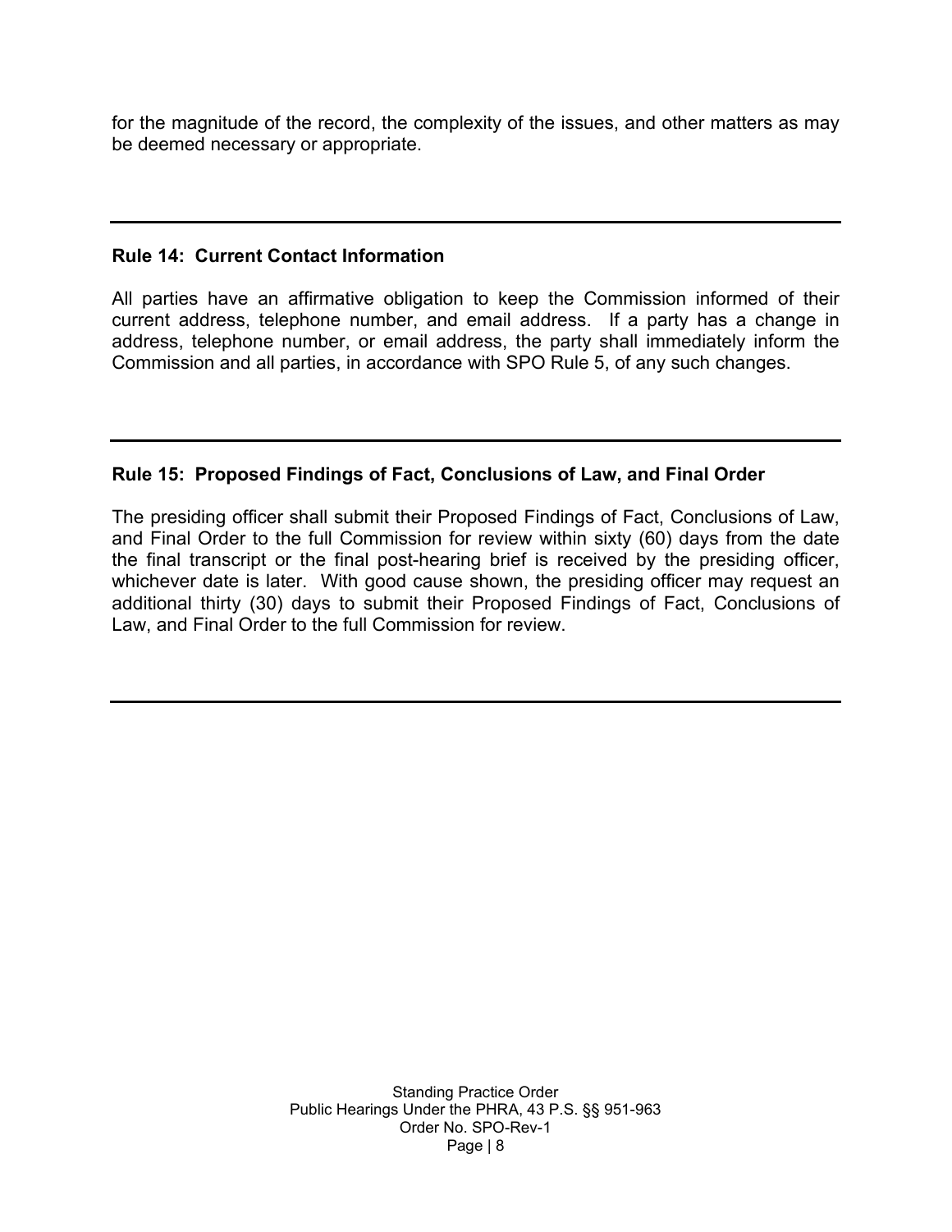for the magnitude of the record, the complexity of the issues, and other matters as may be deemed necessary or appropriate.

---

**Rule 14: Current Contact Information**

All parties have an affirmative obligation to keep the Commission informed of their current address, telephone number, and email address. If a party has a change in address, telephone number, or email address, the party shall immediately inform the Commission and all parties, in accordance with SPO Rule 5, of any such changes.

---

**Rule 15: Proposed Findings of Fact, Conclusions of Law, and Final Order**

The presiding officer shall submit their Proposed Findings of Fact, Conclusions of Law, and Final Order to the full Commission for review within sixty (60) days from the date the final transcript or the final post-hearing brief is received by the presiding officer, whichever date is later. With good cause shown, the presiding officer may request an additional thirty (30) days to submit their Proposed Findings of Fact, Conclusions of Law, and Final Order to the full Commission for review.

---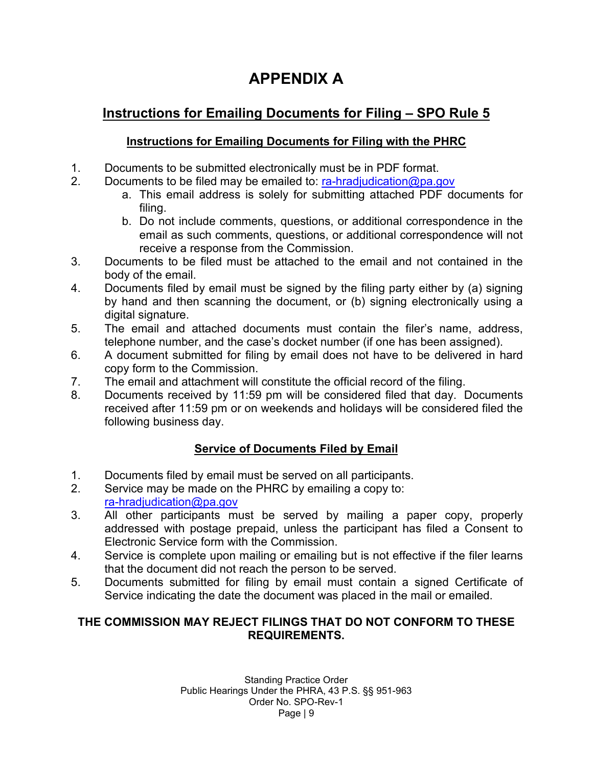# APPENDIX A

## Instructions for Emailing Documents for Filing – SPO Rule 5

### Instructions for Emailing Documents for Filing with the PHRC

1. Documents to be submitted electronically must be in PDF format.
2. Documents to be filed may be emailed to: ra-hradjudication@pa.gov
   a. This email address is solely for submitting attached PDF documents for filing.
   b. Do not include comments, questions, or additional correspondence in the email as such comments, questions, or additional correspondence will not receive a response from the Commission.
3. Documents to be filed must be attached to the email and not contained in the body of the email.
4. Documents filed by email must be signed by the filing party either by (a) signing by hand and then scanning the document, or (b) signing electronically using a digital signature.
5. The email and attached documents must contain the filer's name, address, telephone number, and the case's docket number (if one has been assigned).
6. A document submitted for filing by email does not have to be delivered in hard copy form to the Commission.
7. The email and attachment will constitute the official record of the filing.
8. Documents received by 11:59 pm will be considered filed that day. Documents received after 11:59 pm or on weekends and holidays will be considered filed the following business day.

### Service of Documents Filed by Email

1. Documents filed by email must be served on all participants.
2. Service may be made on the PHRC by emailing a copy to: ra-hradjudication@pa.gov
3. All other participants must be served by mailing a paper copy, properly addressed with postage prepaid, unless the participant has filed a Consent to Electronic Service form with the Commission.
4. Service is complete upon mailing or emailing but is not effective if the filer learns that the document did not reach the person to be served.
5. Documents submitted for filing by email must contain a signed Certificate of Service indicating the date the document was placed in the mail or emailed.

**THE COMMISSION MAY REJECT FILINGS THAT DO NOT CONFORM TO THESE REQUIREMENTS.**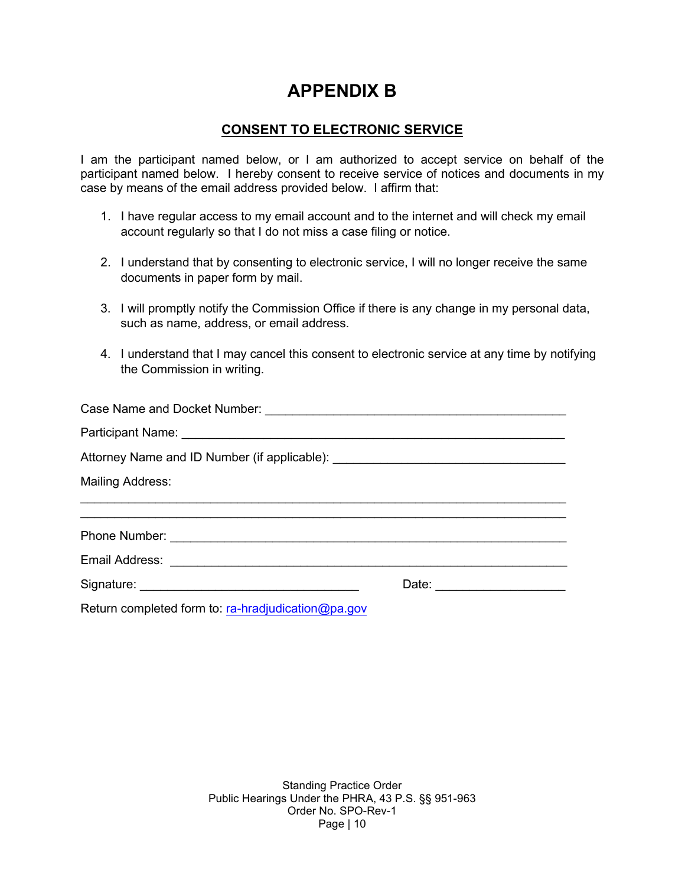# APPENDIX B

## CONSENT TO ELECTRONIC SERVICE

I am the participant named below, or I am authorized to accept service on behalf of the participant named below. I hereby consent to receive service of notices and documents in my case by means of the email address provided below. I affirm that:

1. I have regular access to my email account and to the internet and will check my email account regularly so that I do not miss a case filing or notice.

2. I understand that by consenting to electronic service, I will no longer receive the same documents in paper form by mail.

3. I will promptly notify the Commission Office if there is any change in my personal data, such as name, address, or email address.

4. I understand that I may cancel this consent to electronic service at any time by notifying the Commission in writing.

Case Name and Docket Number: ____________________________________________

Participant Name: ________________________________________________________

Attorney Name and ID Number (if applicable): ______________________________

Mailing Address:

______________________________________________________________________

______________________________________________________________________

Phone Number: __________________________________________________________

Email Address: __________________________________________________________

Signature: _______________________________ Date: __________________

Return completed form to: ra-hradjudication@pa.gov

Standing Practice Order
Public Hearings Under the PHRA, 43 P.S. §§ 951-963
Order No. SPO-Rev-1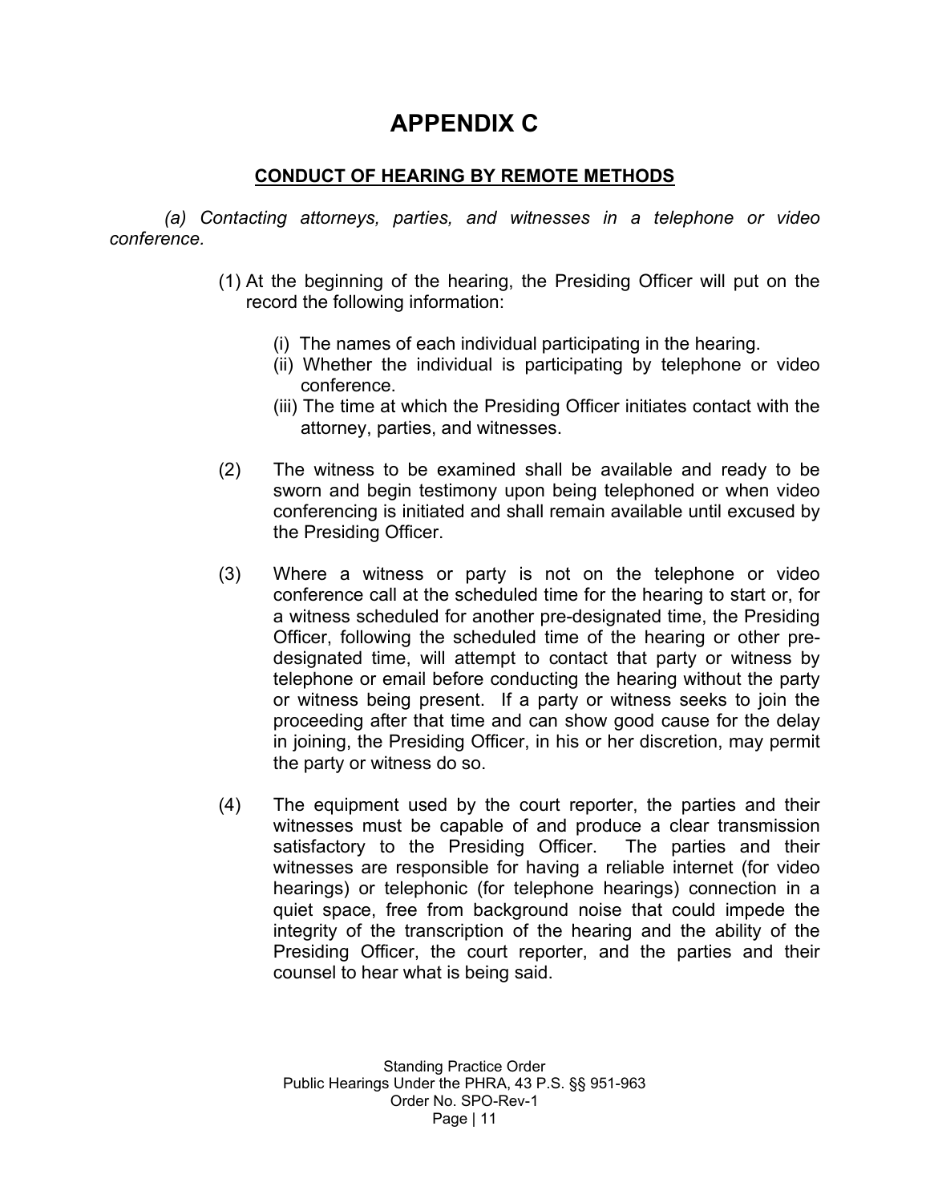# APPENDIX C

## CONDUCT OF HEARING BY REMOTE METHODS

*(a) Contacting attorneys, parties, and witnesses in a telephone or video conference.*

(1) At the beginning of the hearing, the Presiding Officer will put on the record the following information:

(i) The names of each individual participating in the hearing.

(ii) Whether the individual is participating by telephone or video conference.

(iii) The time at which the Presiding Officer initiates contact with the attorney, parties, and witnesses.

(2) The witness to be examined shall be available and ready to be sworn and begin testimony upon being telephoned or when video conferencing is initiated and shall remain available until excused by the Presiding Officer.

(3) Where a witness or party is not on the telephone or video conference call at the scheduled time for the hearing to start or, for a witness scheduled for another pre-designated time, the Presiding Officer, following the scheduled time of the hearing or other pre-designated time, will attempt to contact that party or witness by telephone or email before conducting the hearing without the party or witness being present. If a party or witness seeks to join the proceeding after that time and can show good cause for the delay in joining, the Presiding Officer, in his or her discretion, may permit the party or witness do so.

(4) The equipment used by the court reporter, the parties and their witnesses must be capable of and produce a clear transmission satisfactory to the Presiding Officer. The parties and their witnesses are responsible for having a reliable internet (for video hearings) or telephonic (for telephone hearings) connection in a quiet space, free from background noise that could impede the integrity of the transcription of the hearing and the ability of the Presiding Officer, the court reporter, and the parties and their counsel to hear what is being said.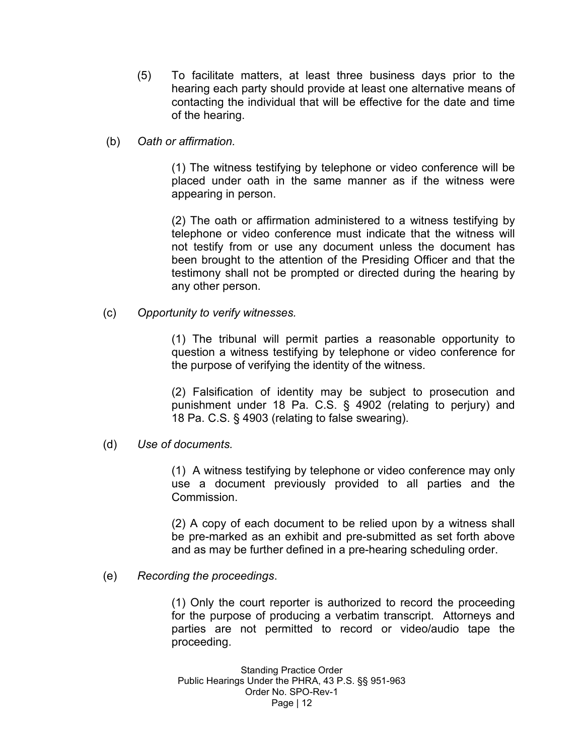(5) To facilitate matters, at least three business days prior to the hearing each party should provide at least one alternative means of contacting the individual that will be effective for the date and time of the hearing.

(b) *Oath or affirmation.*

(1) The witness testifying by telephone or video conference will be placed under oath in the same manner as if the witness were appearing in person.

(2) The oath or affirmation administered to a witness testifying by telephone or video conference must indicate that the witness will not testify from or use any document unless the document has been brought to the attention of the Presiding Officer and that the testimony shall not be prompted or directed during the hearing by any other person.

(c) *Opportunity to verify witnesses.*

(1) The tribunal will permit parties a reasonable opportunity to question a witness testifying by telephone or video conference for the purpose of verifying the identity of the witness.

(2) Falsification of identity may be subject to prosecution and punishment under 18 Pa. C.S. § 4902 (relating to perjury) and 18 Pa. C.S. § 4903 (relating to false swearing).

(d) *Use of documents.*

(1) A witness testifying by telephone or video conference may only use a document previously provided to all parties and the Commission.

(2) A copy of each document to be relied upon by a witness shall be pre-marked as an exhibit and pre-submitted as set forth above and as may be further defined in a pre-hearing scheduling order.

(e) *Recording the proceedings*.

(1) Only the court reporter is authorized to record the proceeding for the purpose of producing a verbatim transcript. Attorneys and parties are not permitted to record or video/audio tape the proceeding.